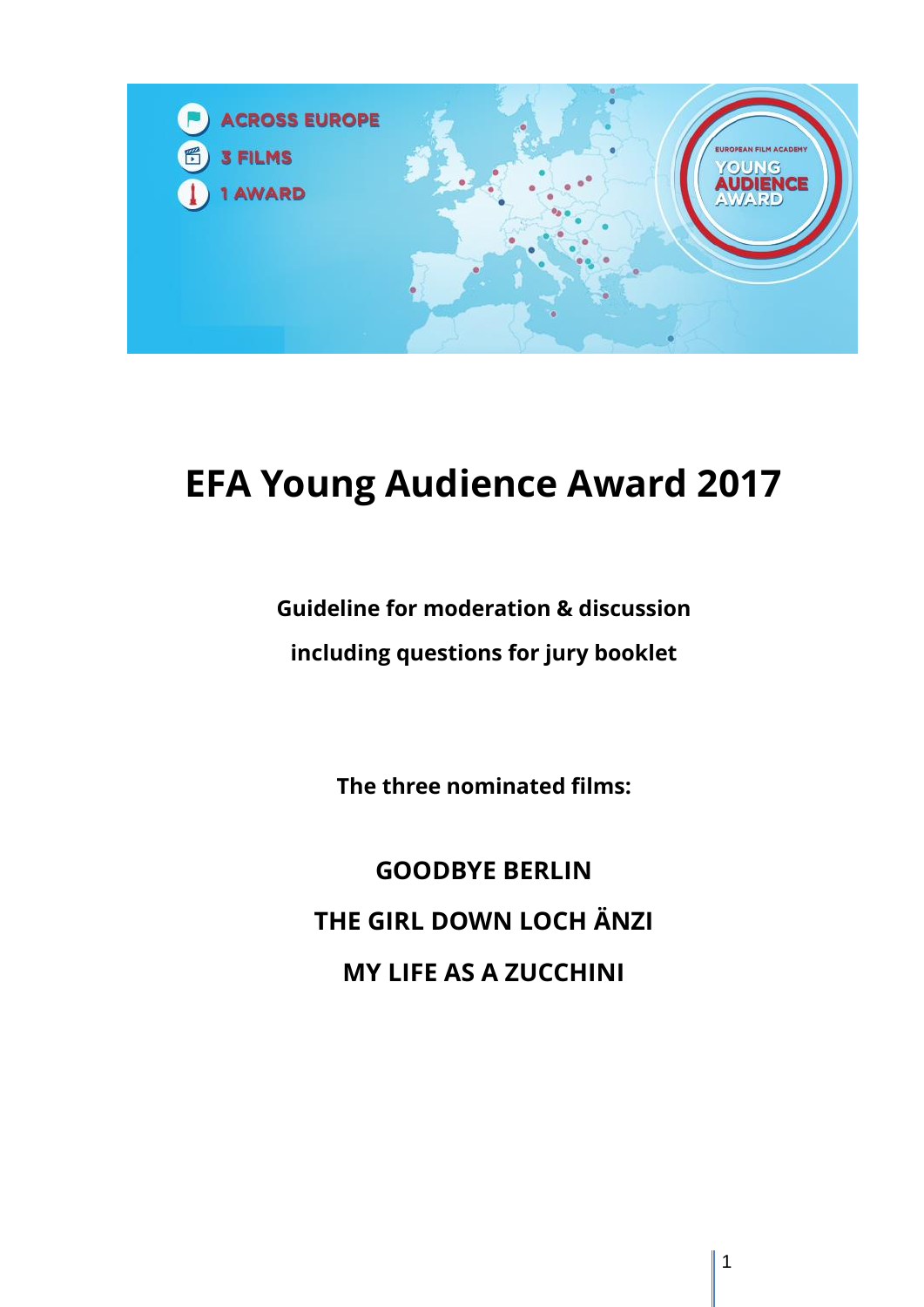# EFA Young Audience Award 2017

**Guideline for moderation & discussion**

**including questions for jury booklet**

**The three nominated films:**

**GOODBYE BERLIN**

**THE GIRL DOWN LOCH ÄNZI**

**MY LIFE AS A ZUCCHINI**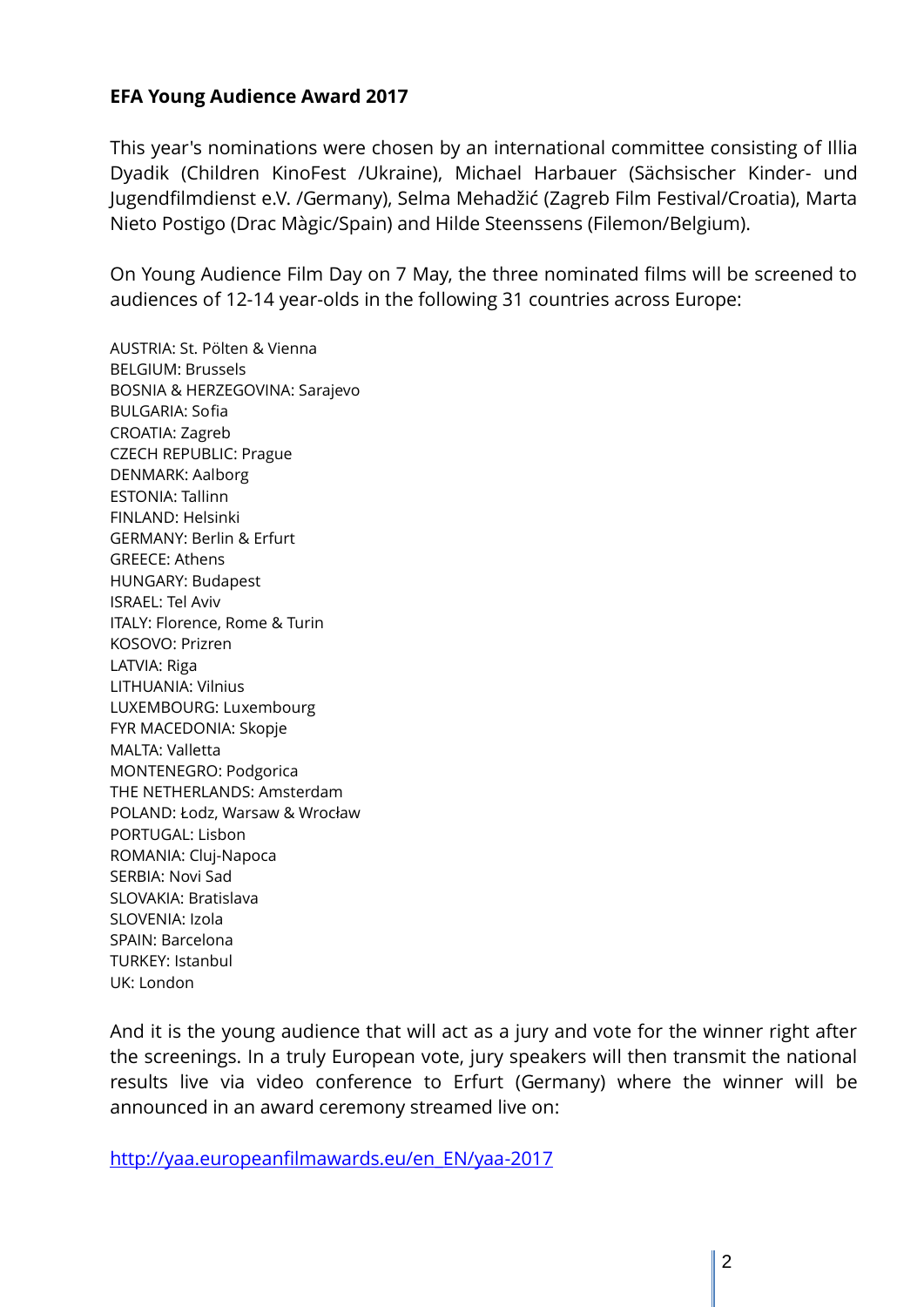**EFA Young Audience Award 2017**

This year's nominations were chosen by an international committee consisting of Illia Dyadik (Children KinoFest /Ukraine), Michael Harbauer (Sächsischer Kinder- und Jugendfilmdienst e.V. /Germany), Selma Mehadžić (Zagreb Film Festival/Croatia), Marta Nieto Postigo (Drac Màgic/Spain) and Hilde Steenssens (Filemon/Belgium).

On Young Audience Film Day on 7 May, the three nominated films will be screened to audiences of 12-14 year-olds in the following 31 countries across Europe:

AUSTRIA: St. Pölten & Vienna
BELGIUM: Brussels
BOSNIA & HERZEGOVINA: Sarajevo
BULGARIA: Sofia
CROATIA: Zagreb
CZECH REPUBLIC: Prague
DENMARK: Aalborg
ESTONIA: Tallinn
FINLAND: Helsinki
GERMANY: Berlin & Erfurt
GREECE: Athens
HUNGARY: Budapest
ISRAEL: Tel Aviv
ITALY: Florence, Rome & Turin
KOSOVO: Prizren
LATVIA: Riga
LITHUANIA: Vilnius
LUXEMBOURG: Luxembourg
FYR MACEDONIA: Skopje
MALTA: Valletta
MONTENEGRO: Podgorica
THE NETHERLANDS: Amsterdam
POLAND: Łodz, Warsaw & Wrocław
PORTUGAL: Lisbon
ROMANIA: Cluj-Napoca
SERBIA: Novi Sad
SLOVAKIA: Bratislava
SLOVENIA: Izola
SPAIN: Barcelona
TURKEY: Istanbul
UK: London

And it is the young audience that will act as a jury and vote for the winner right after the screenings. In a truly European vote, jury speakers will then transmit the national results live via video conference to Erfurt (Germany) where the winner will be announced in an award ceremony streamed live on:

http://yaa.europeanfilmawards.eu/en_EN/yaa-2017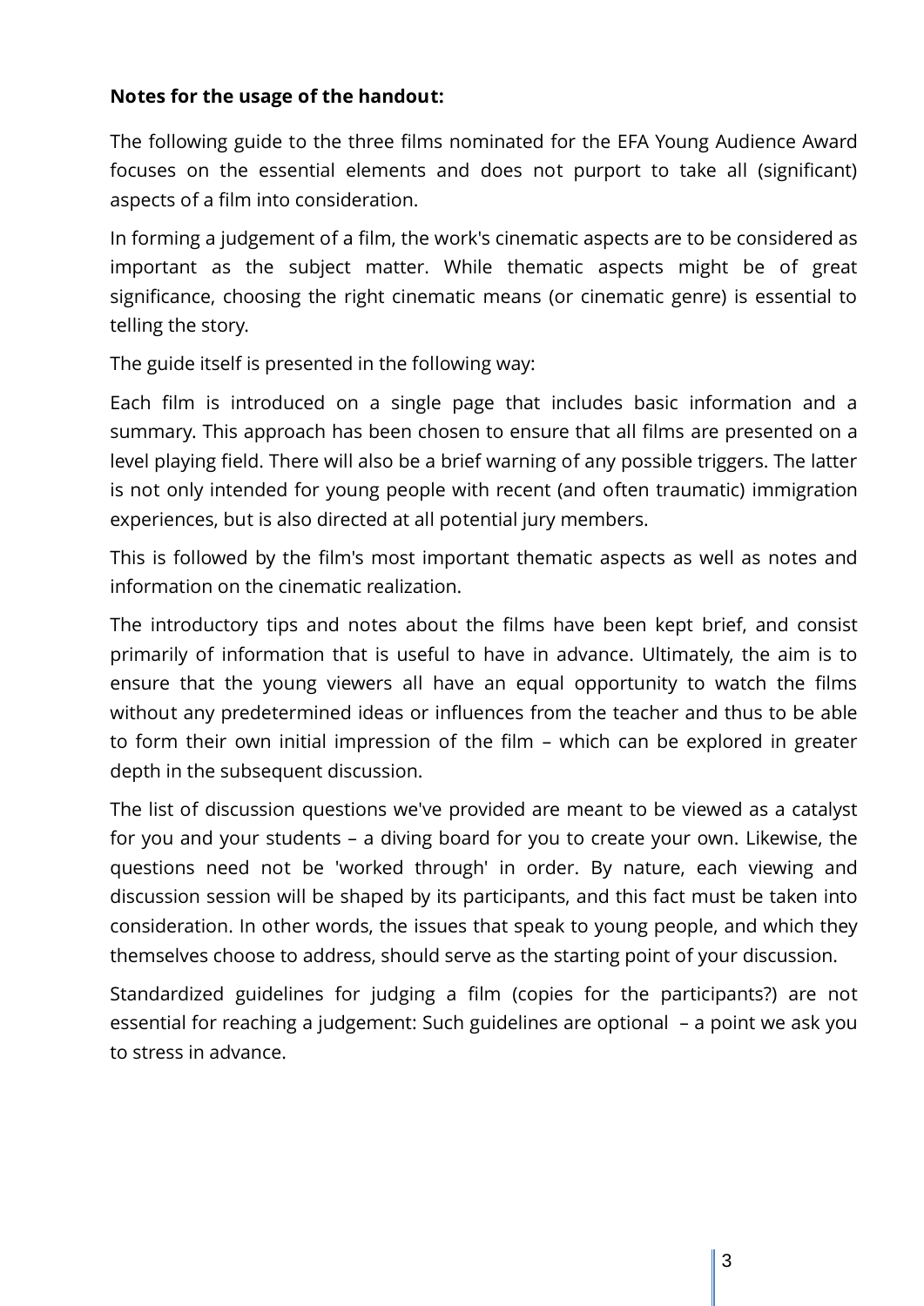**Notes for the usage of the handout:**

The following guide to the three films nominated for the EFA Young Audience Award focuses on the essential elements and does not purport to take all (significant) aspects of a film into consideration.

In forming a judgement of a film, the work's cinematic aspects are to be considered as important as the subject matter. While thematic aspects might be of great significance, choosing the right cinematic means (or cinematic genre) is essential to telling the story.

The guide itself is presented in the following way:

Each film is introduced on a single page that includes basic information and a summary. This approach has been chosen to ensure that all films are presented on a level playing field. There will also be a brief warning of any possible triggers. The latter is not only intended for young people with recent (and often traumatic) immigration experiences, but is also directed at all potential jury members.

This is followed by the film's most important thematic aspects as well as notes and information on the cinematic realization.

The introductory tips and notes about the films have been kept brief, and consist primarily of information that is useful to have in advance. Ultimately, the aim is to ensure that the young viewers all have an equal opportunity to watch the films without any predetermined ideas or influences from the teacher and thus to be able to form their own initial impression of the film – which can be explored in greater depth in the subsequent discussion.

The list of discussion questions we've provided are meant to be viewed as a catalyst for you and your students – a diving board for you to create your own. Likewise, the questions need not be 'worked through' in order. By nature, each viewing and discussion session will be shaped by its participants, and this fact must be taken into consideration. In other words, the issues that speak to young people, and which they themselves choose to address, should serve as the starting point of your discussion.

Standardized guidelines for judging a film (copies for the participants?) are not essential for reaching a judgement: Such guidelines are optional – a point we ask you to stress in advance.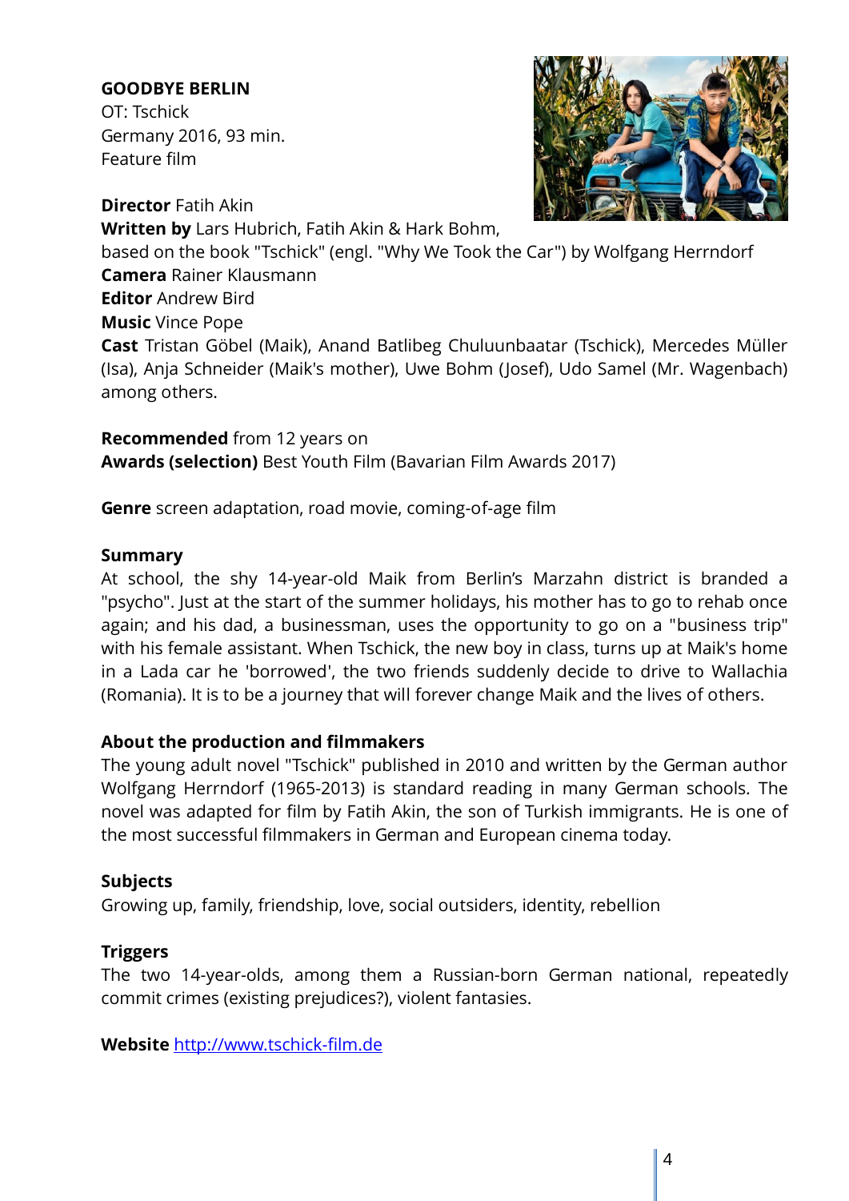**GOODBYE BERLIN**
OT: Tschick
Germany 2016, 93 min.
Feature film

**Director** Fatih Akin
**Written by** Lars Hubrich, Fatih Akin & Hark Bohm, based on the book "Tschick" (engl. "Why We Took the Car") by Wolfgang Herrndorf
**Camera** Rainer Klausmann
**Editor** Andrew Bird
**Music** Vince Pope
**Cast** Tristan Göbel (Maik), Anand Batlibeg Chuluunbaatar (Tschick), Mercedes Müller (Isa), Anja Schneider (Maik's mother), Uwe Bohm (Josef), Udo Samel (Mr. Wagenbach) among others.

**Recommended** from 12 years on
**Awards (selection)** Best Youth Film (Bavarian Film Awards 2017)

**Genre** screen adaptation, road movie, coming-of-age film

**Summary**
At school, the shy 14-year-old Maik from Berlin's Marzahn district is branded a "psycho". Just at the start of the summer holidays, his mother has to go to rehab once again; and his dad, a businessman, uses the opportunity to go on a "business trip" with his female assistant. When Tschick, the new boy in class, turns up at Maik's home in a Lada car he 'borrowed', the two friends suddenly decide to drive to Wallachia (Romania). It is to be a journey that will forever change Maik and the lives of others.

**About the production and filmmakers**
The young adult novel "Tschick" published in 2010 and written by the German author Wolfgang Herrndorf (1965-2013) is standard reading in many German schools. The novel was adapted for film by Fatih Akin, the son of Turkish immigrants. He is one of the most successful filmmakers in German and European cinema today.

**Subjects**
Growing up, family, friendship, love, social outsiders, identity, rebellion

**Triggers**
The two 14-year-olds, among them a Russian-born German national, repeatedly commit crimes (existing prejudices?), violent fantasies.

**Website** http://www.tschick-film.de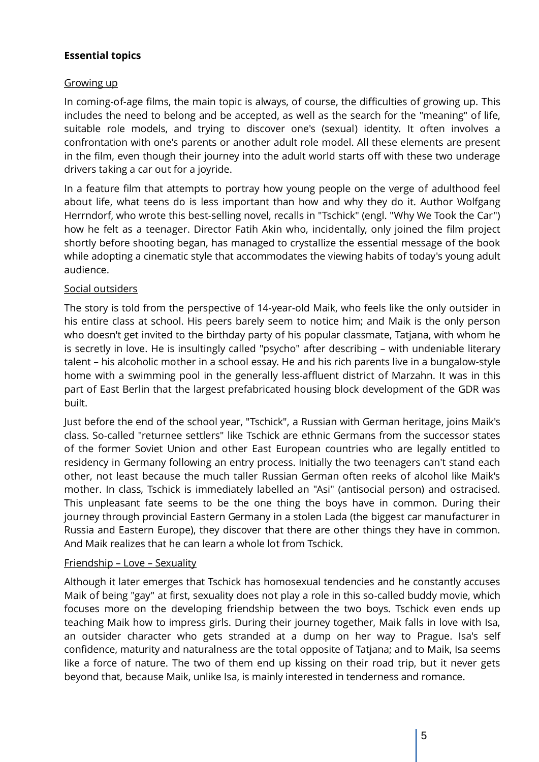**Essential topics**

Growing up

In coming-of-age films, the main topic is always, of course, the difficulties of growing up. This includes the need to belong and be accepted, as well as the search for the "meaning" of life, suitable role models, and trying to discover one's (sexual) identity. It often involves a confrontation with one's parents or another adult role model. All these elements are present in the film, even though their journey into the adult world starts off with these two underage drivers taking a car out for a joyride.

In a feature film that attempts to portray how young people on the verge of adulthood feel about life, what teens do is less important than how and why they do it. Author Wolfgang Herrndorf, who wrote this best-selling novel, recalls in "Tschick" (engl. "Why We Took the Car") how he felt as a teenager. Director Fatih Akin who, incidentally, only joined the film project shortly before shooting began, has managed to crystallize the essential message of the book while adopting a cinematic style that accommodates the viewing habits of today's young adult audience.

Social outsiders

The story is told from the perspective of 14-year-old Maik, who feels like the only outsider in his entire class at school. His peers barely seem to notice him; and Maik is the only person who doesn't get invited to the birthday party of his popular classmate, Tatjana, with whom he is secretly in love. He is insultingly called "psycho" after describing – with undeniable literary talent – his alcoholic mother in a school essay. He and his rich parents live in a bungalow-style home with a swimming pool in the generally less-affluent district of Marzahn. It was in this part of East Berlin that the largest prefabricated housing block development of the GDR was built.

Just before the end of the school year, "Tschick", a Russian with German heritage, joins Maik's class. So-called "returnee settlers" like Tschick are ethnic Germans from the successor states of the former Soviet Union and other East European countries who are legally entitled to residency in Germany following an entry process. Initially the two teenagers can't stand each other, not least because the much taller Russian German often reeks of alcohol like Maik's mother. In class, Tschick is immediately labelled an "Asi" (antisocial person) and ostracised. This unpleasant fate seems to be the one thing the boys have in common. During their journey through provincial Eastern Germany in a stolen Lada (the biggest car manufacturer in Russia and Eastern Europe), they discover that there are other things they have in common. And Maik realizes that he can learn a whole lot from Tschick.

Friendship – Love – Sexuality

Although it later emerges that Tschick has homosexual tendencies and he constantly accuses Maik of being "gay" at first, sexuality does not play a role in this so-called buddy movie, which focuses more on the developing friendship between the two boys. Tschick even ends up teaching Maik how to impress girls. During their journey together, Maik falls in love with Isa, an outsider character who gets stranded at a dump on her way to Prague. Isa's self confidence, maturity and naturalness are the total opposite of Tatjana; and to Maik, Isa seems like a force of nature. The two of them end up kissing on their road trip, but it never gets beyond that, because Maik, unlike Isa, is mainly interested in tenderness and romance.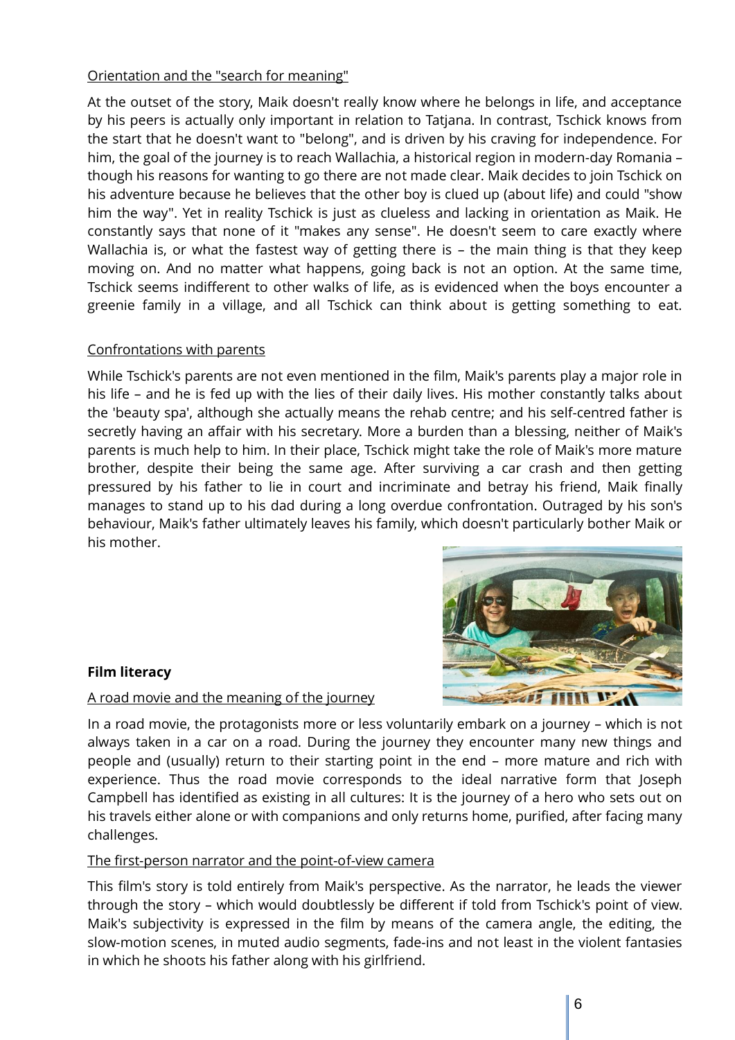Orientation and the "search for meaning"

At the outset of the story, Maik doesn't really know where he belongs in life, and acceptance by his peers is actually only important in relation to Tatjana. In contrast, Tschick knows from the start that he doesn't want to "belong", and is driven by his craving for independence. For him, the goal of the journey is to reach Wallachia, a historical region in modern-day Romania – though his reasons for wanting to go there are not made clear. Maik decides to join Tschick on his adventure because he believes that the other boy is clued up (about life) and could "show him the way". Yet in reality Tschick is just as clueless and lacking in orientation as Maik. He constantly says that none of it "makes any sense". He doesn't seem to care exactly where Wallachia is, or what the fastest way of getting there is – the main thing is that they keep moving on. And no matter what happens, going back is not an option. At the same time, Tschick seems indifferent to other walks of life, as is evidenced when the boys encounter a greenie family in a village, and all Tschick can think about is getting something to eat.

Confrontations with parents

While Tschick's parents are not even mentioned in the film, Maik's parents play a major role in his life – and he is fed up with the lies of their daily lives. His mother constantly talks about the 'beauty spa', although she actually means the rehab centre; and his self-centred father is secretly having an affair with his secretary. More a burden than a blessing, neither of Maik's parents is much help to him. In their place, Tschick might take the role of Maik's more mature brother, despite their being the same age. After surviving a car crash and then getting pressured by his father to lie in court and incriminate and betray his friend, Maik finally manages to stand up to his dad during a long overdue confrontation. Outraged by his son's behaviour, Maik's father ultimately leaves his family, which doesn't particularly bother Maik or his mother.

**Film literacy**

A road movie and the meaning of the journey

In a road movie, the protagonists more or less voluntarily embark on a journey – which is not always taken in a car on a road. During the journey they encounter many new things and people and (usually) return to their starting point in the end – more mature and rich with experience. Thus the road movie corresponds to the ideal narrative form that Joseph Campbell has identified as existing in all cultures: It is the journey of a hero who sets out on his travels either alone or with companions and only returns home, purified, after facing many challenges.

The first-person narrator and the point-of-view camera

This film's story is told entirely from Maik's perspective. As the narrator, he leads the viewer through the story – which would doubtlessly be different if told from Tschick's point of view. Maik's subjectivity is expressed in the film by means of the camera angle, the editing, the slow-motion scenes, in muted audio segments, fade-ins and not least in the violent fantasies in which he shoots his father along with his girlfriend.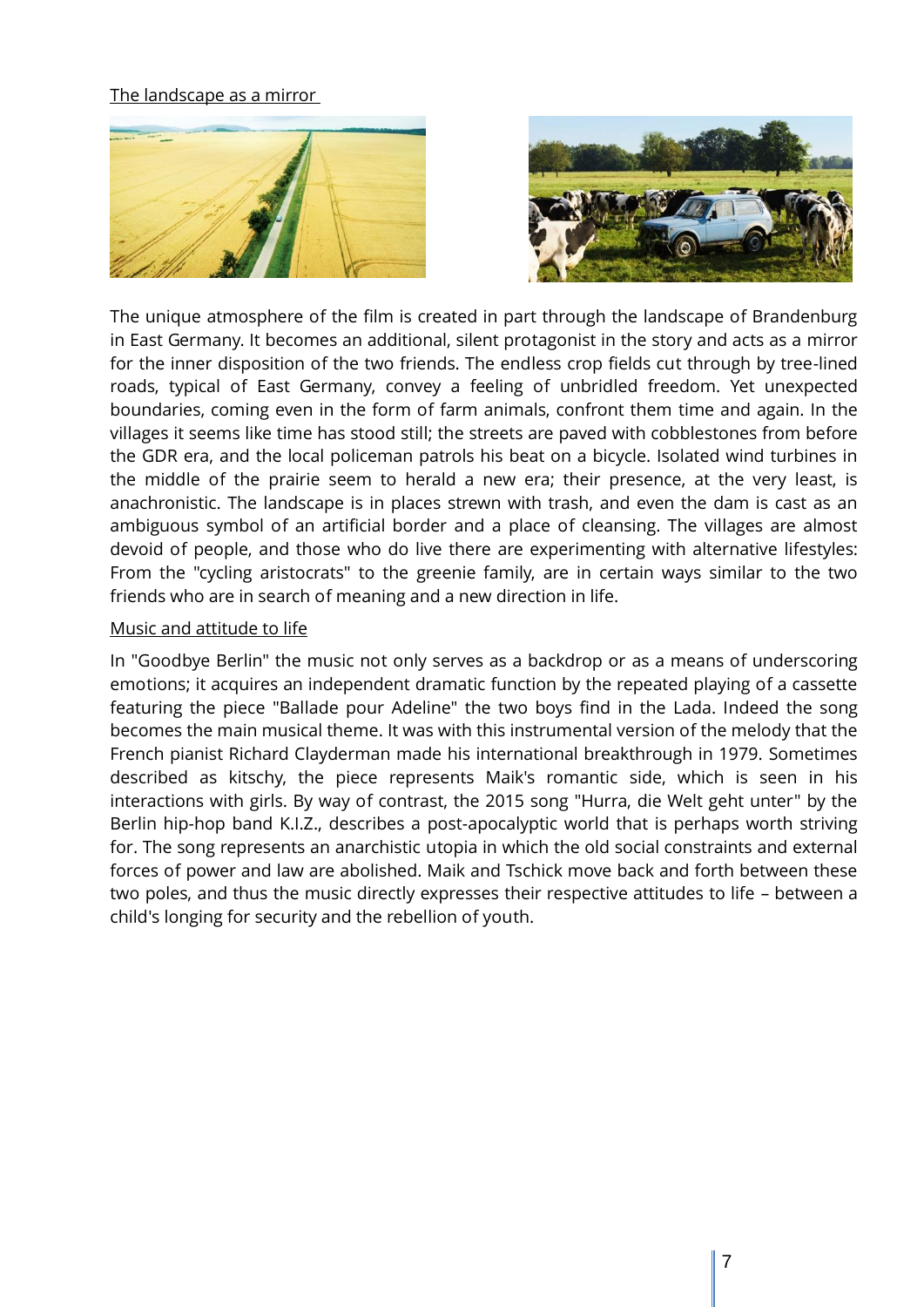## The landscape as a mirror

The unique atmosphere of the film is created in part through the landscape of Brandenburg in East Germany. It becomes an additional, silent protagonist in the story and acts as a mirror for the inner disposition of the two friends. The endless crop fields cut through by tree-lined roads, typical of East Germany, convey a feeling of unbridled freedom. Yet unexpected boundaries, coming even in the form of farm animals, confront them time and again. In the villages it seems like time has stood still; the streets are paved with cobblestones from before the GDR era, and the local policeman patrols his beat on a bicycle. Isolated wind turbines in the middle of the prairie seem to herald a new era; their presence, at the very least, is anachronistic. The landscape is in places strewn with trash, and even the dam is cast as an ambiguous symbol of an artificial border and a place of cleansing. The villages are almost devoid of people, and those who do live there are experimenting with alternative lifestyles: From the "cycling aristocrats" to the greenie family, are in certain ways similar to the two friends who are in search of meaning and a new direction in life.

## Music and attitude to life

In "Goodbye Berlin" the music not only serves as a backdrop or as a means of underscoring emotions; it acquires an independent dramatic function by the repeated playing of a cassette featuring the piece "Ballade pour Adeline" the two boys find in the Lada. Indeed the song becomes the main musical theme. It was with this instrumental version of the melody that the French pianist Richard Clayderman made his international breakthrough in 1979. Sometimes described as kitschy, the piece represents Maik's romantic side, which is seen in his interactions with girls. By way of contrast, the 2015 song "Hurra, die Welt geht unter" by the Berlin hip-hop band K.I.Z., describes a post-apocalyptic world that is perhaps worth striving for. The song represents an anarchistic utopia in which the old social constraints and external forces of power and law are abolished. Maik and Tschick move back and forth between these two poles, and thus the music directly expresses their respective attitudes to life – between a child's longing for security and the rebellion of youth.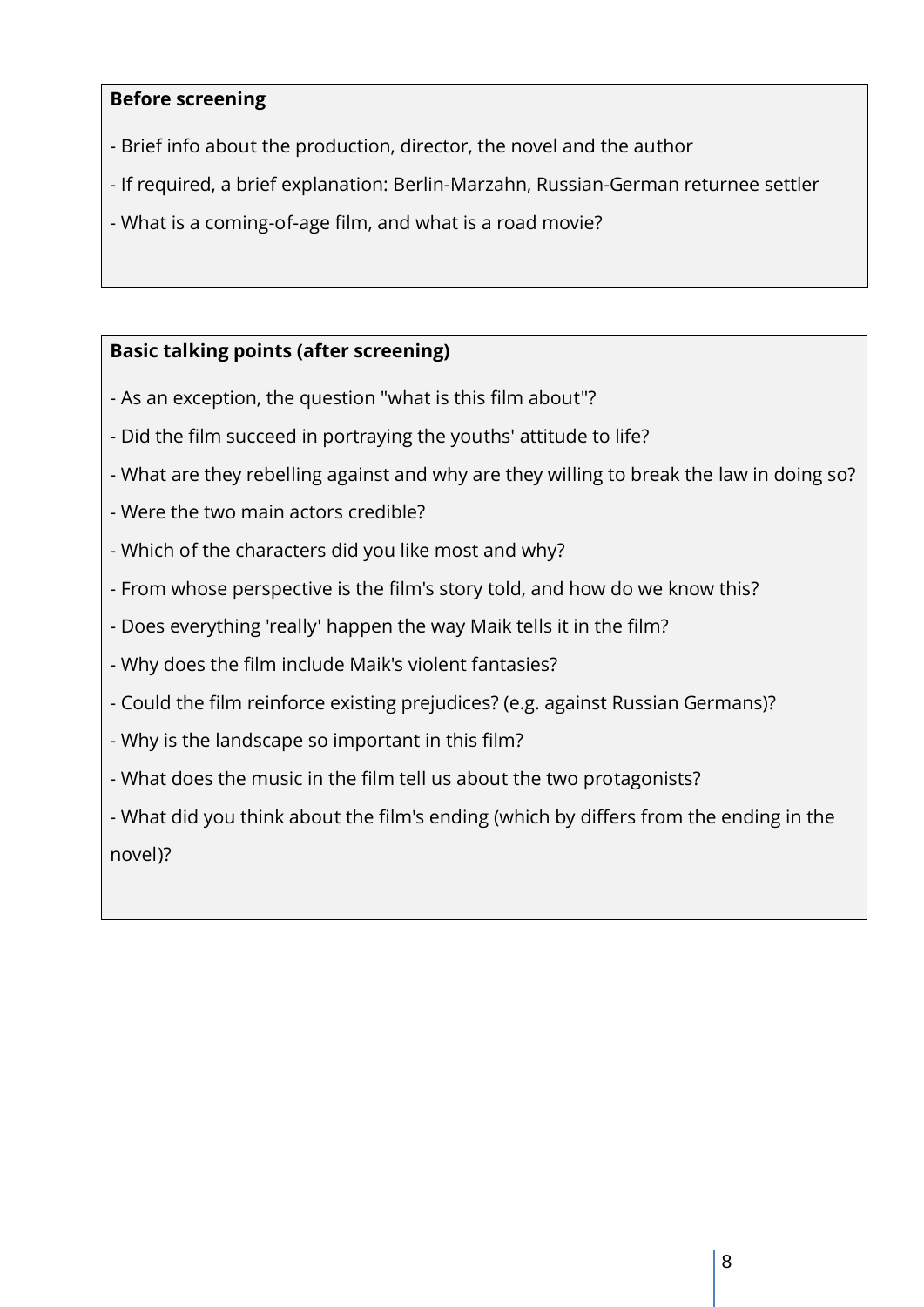**Before screening**

- Brief info about the production, director, the novel and the author
- If required, a brief explanation: Berlin-Marzahn, Russian-German returnee settler
- What is a coming-of-age film, and what is a road movie?

**Basic talking points (after screening)**

- As an exception, the question "what is this film about"?
- Did the film succeed in portraying the youths' attitude to life?
- What are they rebelling against and why are they willing to break the law in doing so?
- Were the two main actors credible?
- Which of the characters did you like most and why?
- From whose perspective is the film's story told, and how do we know this?
- Does everything 'really' happen the way Maik tells it in the film?
- Why does the film include Maik's violent fantasies?
- Could the film reinforce existing prejudices? (e.g. against Russian Germans)?
- Why is the landscape so important in this film?
- What does the music in the film tell us about the two protagonists?
- What did you think about the film's ending (which by differs from the ending in the novel)?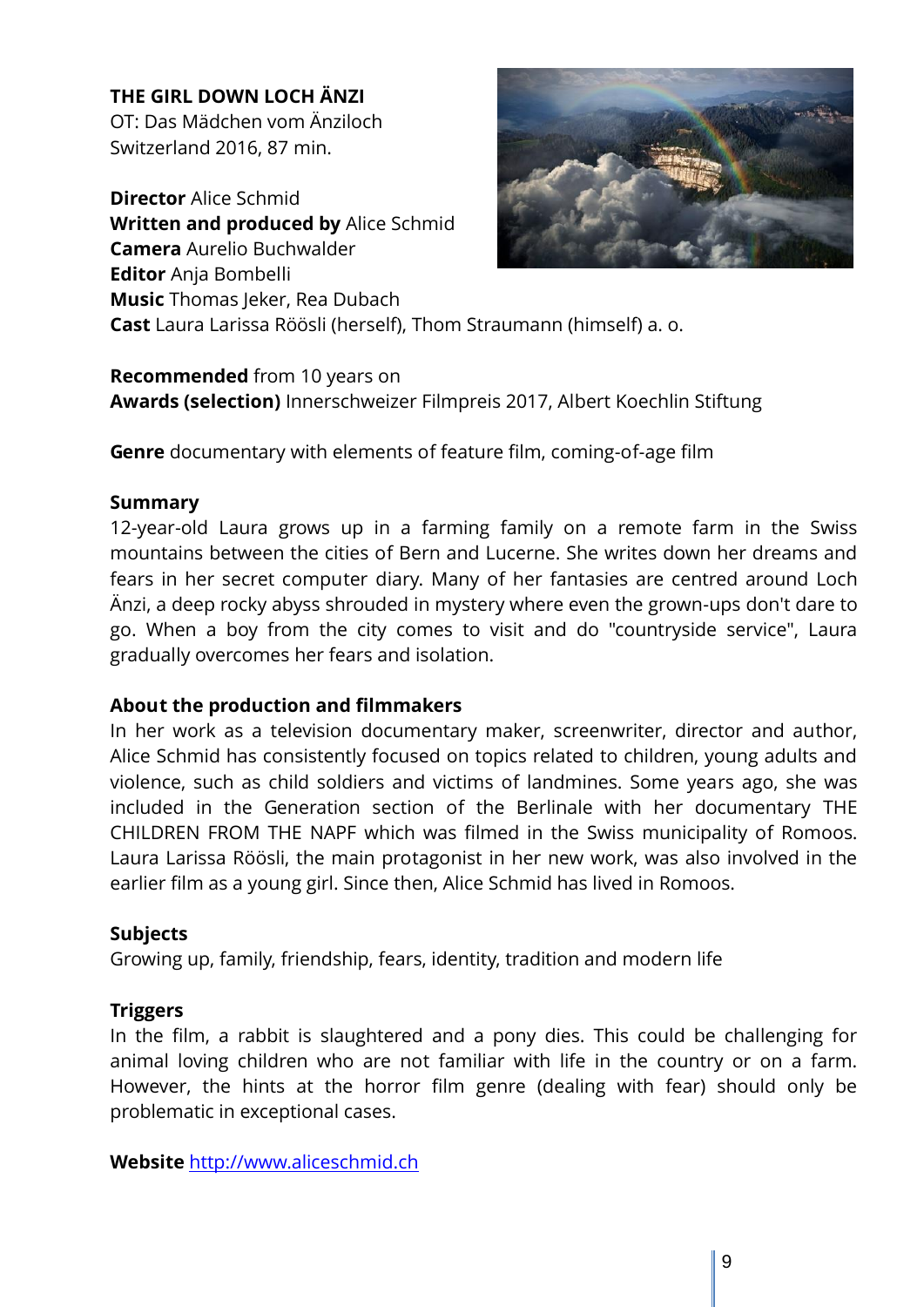## THE GIRL DOWN LOCH ÄNZI

OT: Das Mädchen vom Änziloch
Switzerland 2016, 87 min.

**Director** Alice Schmid
**Written and produced by** Alice Schmid
**Camera** Aurelio Buchwalder
**Editor** Anja Bombelli
**Music** Thomas Jeker, Rea Dubach
**Cast** Laura Larissa Röösli (herself), Thom Straumann (himself) a. o.

**Recommended** from 10 years on
**Awards (selection)** Innerschweizer Filmpreis 2017, Albert Koechlin Stiftung

**Genre** documentary with elements of feature film, coming-of-age film

**Summary**
12-year-old Laura grows up in a farming family on a remote farm in the Swiss mountains between the cities of Bern and Lucerne. She writes down her dreams and fears in her secret computer diary. Many of her fantasies are centred around Loch Änzi, a deep rocky abyss shrouded in mystery where even the grown-ups don't dare to go. When a boy from the city comes to visit and do "countryside service", Laura gradually overcomes her fears and isolation.

**About the production and filmmakers**
In her work as a television documentary maker, screenwriter, director and author, Alice Schmid has consistently focused on topics related to children, young adults and violence, such as child soldiers and victims of landmines. Some years ago, she was included in the Generation section of the Berlinale with her documentary THE CHILDREN FROM THE NAPF which was filmed in the Swiss municipality of Romoos. Laura Larissa Röösli, the main protagonist in her new work, was also involved in the earlier film as a young girl. Since then, Alice Schmid has lived in Romoos.

**Subjects**
Growing up, family, friendship, fears, identity, tradition and modern life

**Triggers**
In the film, a rabbit is slaughtered and a pony dies. This could be challenging for animal loving children who are not familiar with life in the country or on a farm. However, the hints at the horror film genre (dealing with fear) should only be problematic in exceptional cases.

**Website** [http://www.aliceschmid.ch](http://www.aliceschmid.ch)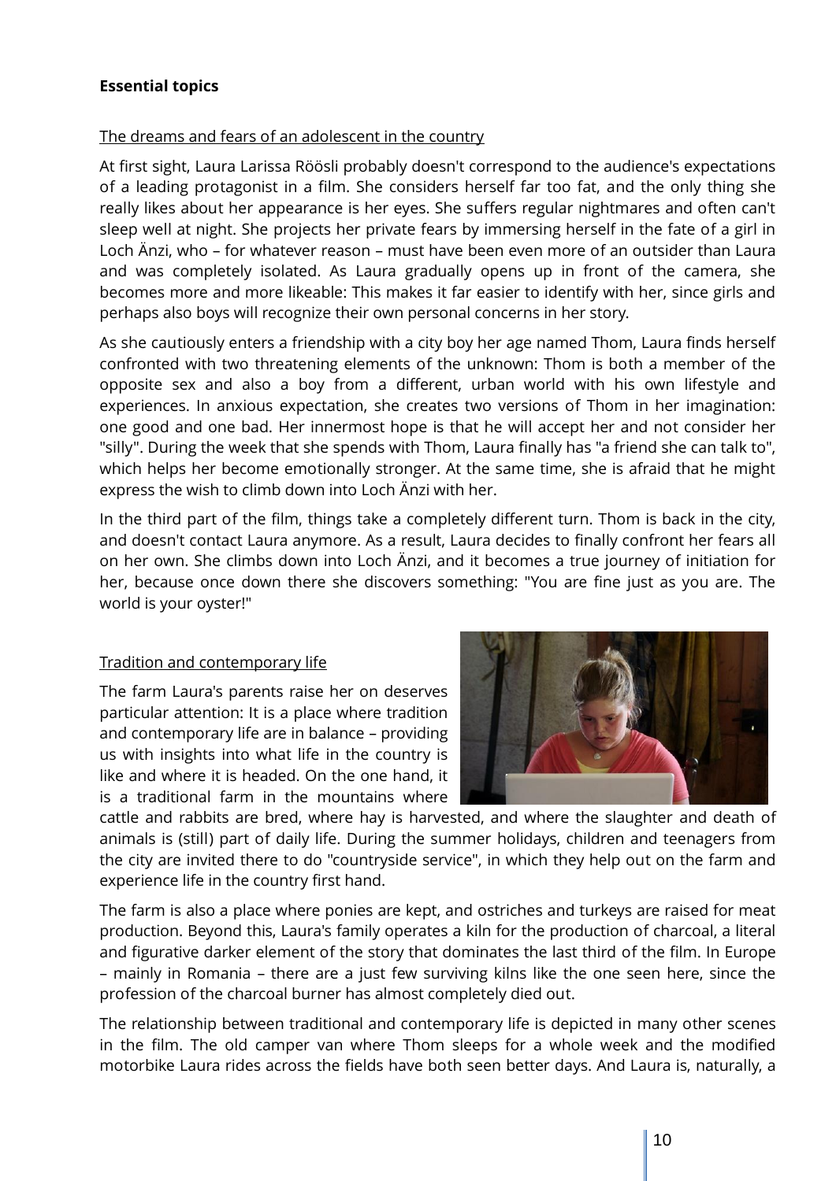**Essential topics**

The dreams and fears of an adolescent in the country

At first sight, Laura Larissa Röösli probably doesn't correspond to the audience's expectations of a leading protagonist in a film. She considers herself far too fat, and the only thing she really likes about her appearance is her eyes. She suffers regular nightmares and often can't sleep well at night. She projects her private fears by immersing herself in the fate of a girl in Loch Änzi, who – for whatever reason – must have been even more of an outsider than Laura and was completely isolated. As Laura gradually opens up in front of the camera, she becomes more and more likeable: This makes it far easier to identify with her, since girls and perhaps also boys will recognize their own personal concerns in her story.

As she cautiously enters a friendship with a city boy her age named Thom, Laura finds herself confronted with two threatening elements of the unknown: Thom is both a member of the opposite sex and also a boy from a different, urban world with his own lifestyle and experiences. In anxious expectation, she creates two versions of Thom in her imagination: one good and one bad. Her innermost hope is that he will accept her and not consider her "silly". During the week that she spends with Thom, Laura finally has "a friend she can talk to", which helps her become emotionally stronger. At the same time, she is afraid that he might express the wish to climb down into Loch Änzi with her.

In the third part of the film, things take a completely different turn. Thom is back in the city, and doesn't contact Laura anymore. As a result, Laura decides to finally confront her fears all on her own. She climbs down into Loch Änzi, and it becomes a true journey of initiation for her, because once down there she discovers something: "You are fine just as you are. The world is your oyster!"

Tradition and contemporary life

The farm Laura's parents raise her on deserves particular attention: It is a place where tradition and contemporary life are in balance – providing us with insights into what life in the country is like and where it is headed. On the one hand, it is a traditional farm in the mountains where cattle and rabbits are bred, where hay is harvested, and where the slaughter and death of animals is (still) part of daily life. During the summer holidays, children and teenagers from the city are invited there to do "countryside service", in which they help out on the farm and experience life in the country first hand.

The farm is also a place where ponies are kept, and ostriches and turkeys are raised for meat production. Beyond this, Laura's family operates a kiln for the production of charcoal, a literal and figurative darker element of the story that dominates the last third of the film. In Europe – mainly in Romania – there are a just few surviving kilns like the one seen here, since the profession of the charcoal burner has almost completely died out.

The relationship between traditional and contemporary life is depicted in many other scenes in the film. The old camper van where Thom sleeps for a whole week and the modified motorbike Laura rides across the fields have both seen better days. And Laura is, naturally, a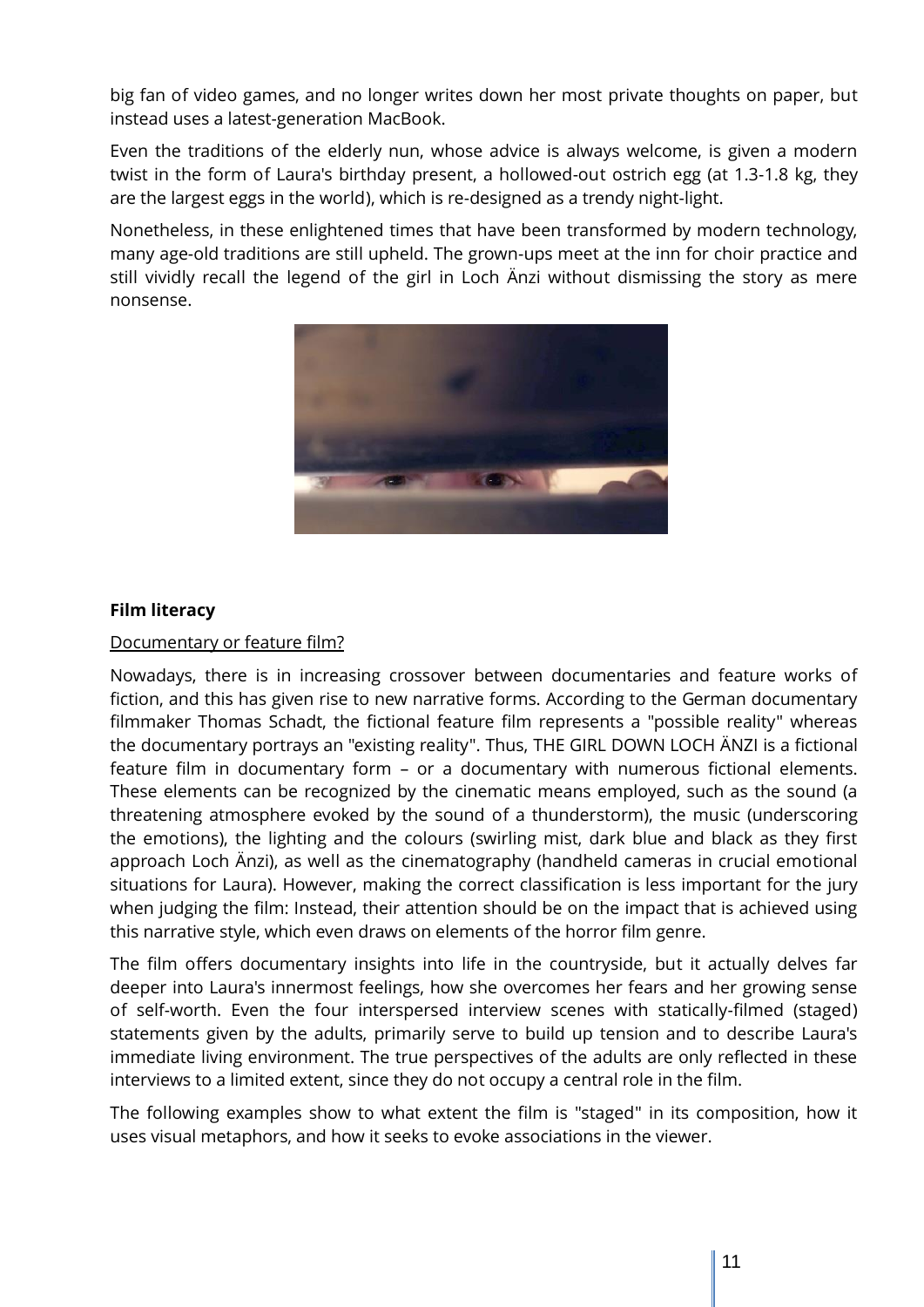big fan of video games, and no longer writes down her most private thoughts on paper, but instead uses a latest-generation MacBook.

Even the traditions of the elderly nun, whose advice is always welcome, is given a modern twist in the form of Laura's birthday present, a hollowed-out ostrich egg (at 1.3-1.8 kg, they are the largest eggs in the world), which is re-designed as a trendy night-light.

Nonetheless, in these enlightened times that have been transformed by modern technology, many age-old traditions are still upheld. The grown-ups meet at the inn for choir practice and still vividly recall the legend of the girl in Loch Änzi without dismissing the story as mere nonsense.

**Film literacy**

Documentary or feature film?

Nowadays, there is in increasing crossover between documentaries and feature works of fiction, and this has given rise to new narrative forms. According to the German documentary filmmaker Thomas Schadt, the fictional feature film represents a "possible reality" whereas the documentary portrays an "existing reality". Thus, THE GIRL DOWN LOCH ÄNZI is a fictional feature film in documentary form – or a documentary with numerous fictional elements. These elements can be recognized by the cinematic means employed, such as the sound (a threatening atmosphere evoked by the sound of a thunderstorm), the music (underscoring the emotions), the lighting and the colours (swirling mist, dark blue and black as they first approach Loch Änzi), as well as the cinematography (handheld cameras in crucial emotional situations for Laura). However, making the correct classification is less important for the jury when judging the film: Instead, their attention should be on the impact that is achieved using this narrative style, which even draws on elements of the horror film genre.

The film offers documentary insights into life in the countryside, but it actually delves far deeper into Laura's innermost feelings, how she overcomes her fears and her growing sense of self-worth. Even the four interspersed interview scenes with statically-filmed (staged) statements given by the adults, primarily serve to build up tension and to describe Laura's immediate living environment. The true perspectives of the adults are only reflected in these interviews to a limited extent, since they do not occupy a central role in the film.

The following examples show to what extent the film is "staged" in its composition, how it uses visual metaphors, and how it seeks to evoke associations in the viewer.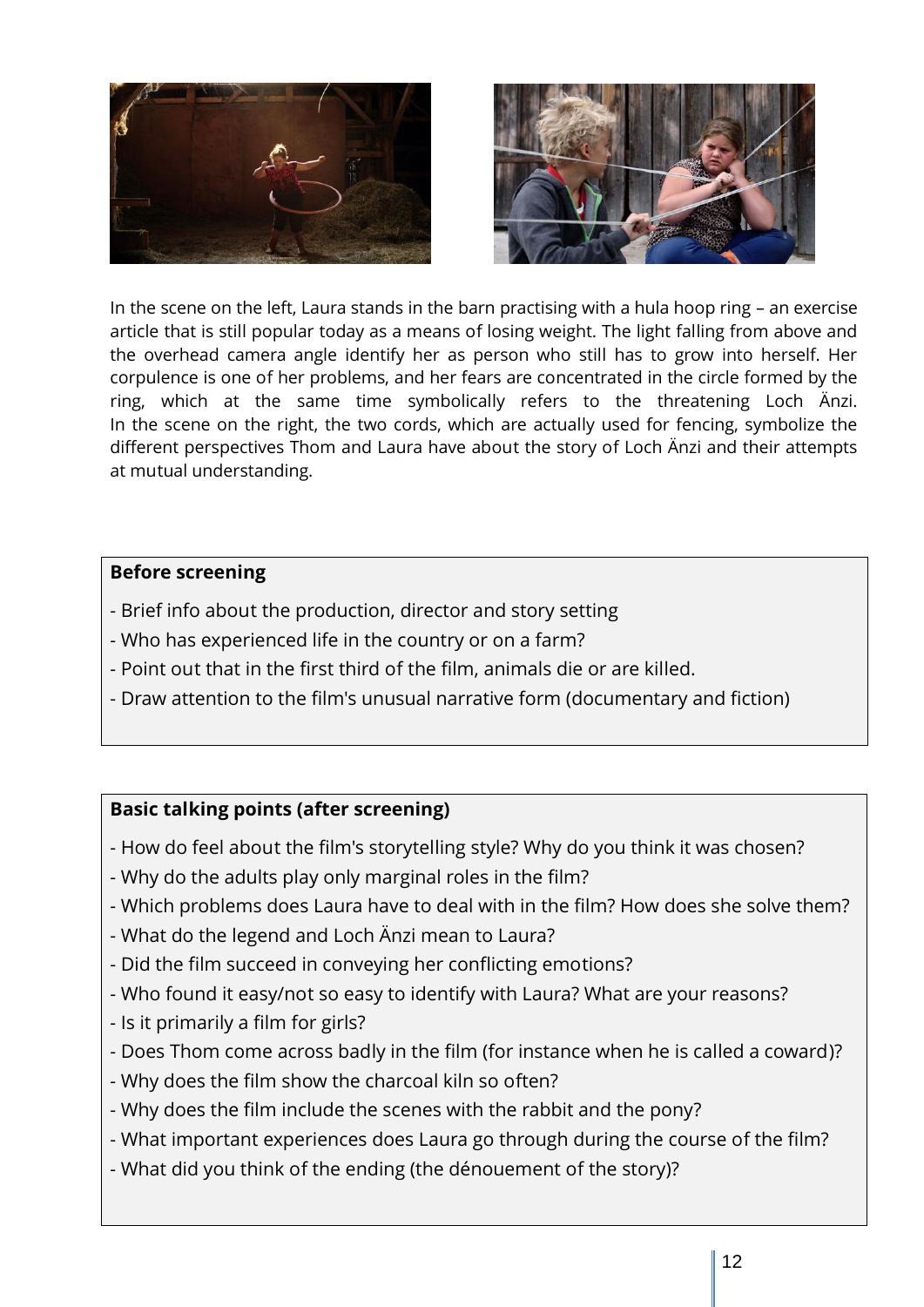In the scene on the left, Laura stands in the barn practising with a hula hoop ring – an exercise article that is still popular today as a means of losing weight. The light falling from above and the overhead camera angle identify her as person who still has to grow into herself. Her corpulence is one of her problems, and her fears are concentrated in the circle formed by the ring, which at the same time symbolically refers to the threatening Loch Änzi. In the scene on the right, the two cords, which are actually used for fencing, symbolize the different perspectives Thom and Laura have about the story of Loch Änzi and their attempts at mutual understanding.

**Before screening**

- Brief info about the production, director and story setting
- Who has experienced life in the country or on a farm?
- Point out that in the first third of the film, animals die or are killed.
- Draw attention to the film's unusual narrative form (documentary and fiction)

**Basic talking points (after screening)**

- How do feel about the film's storytelling style? Why do you think it was chosen?
- Why do the adults play only marginal roles in the film?
- Which problems does Laura have to deal with in the film? How does she solve them?
- What do the legend and Loch Änzi mean to Laura?
- Did the film succeed in conveying her conflicting emotions?
- Who found it easy/not so easy to identify with Laura? What are your reasons?
- Is it primarily a film for girls?
- Does Thom come across badly in the film (for instance when he is called a coward)?
- Why does the film show the charcoal kiln so often?
- Why does the film include the scenes with the rabbit and the pony?
- What important experiences does Laura go through during the course of the film?
- What did you think of the ending (the dénouement of the story)?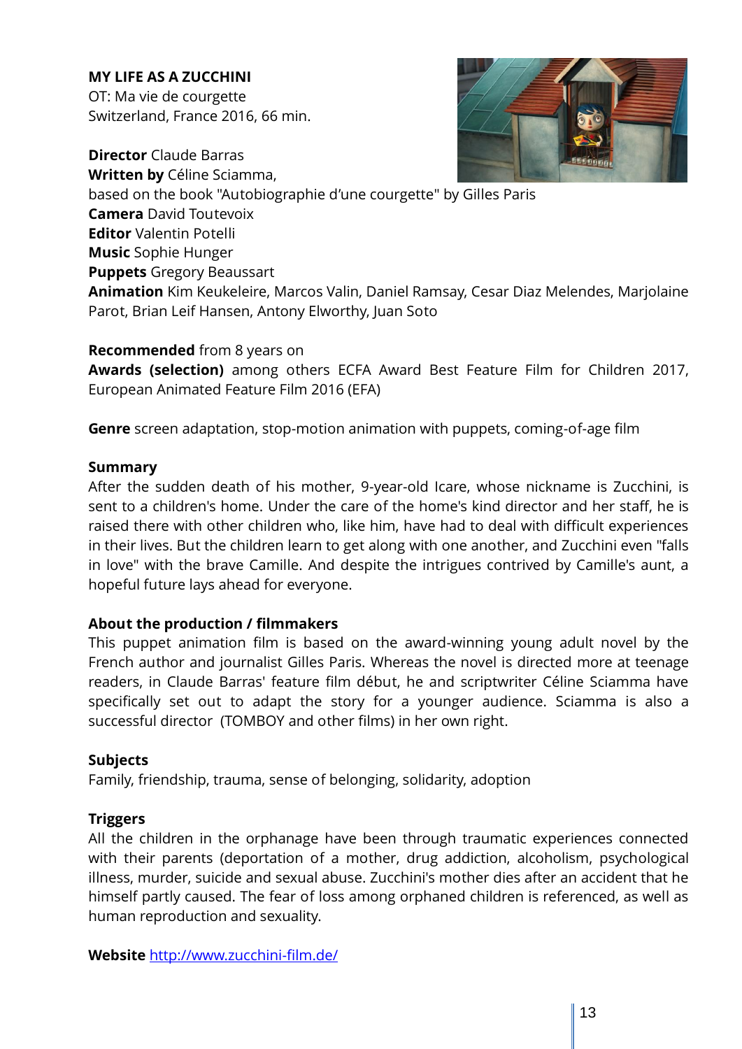**MY LIFE AS A ZUCCHINI**
OT: Ma vie de courgette
Switzerland, France 2016, 66 min.

**Director** Claude Barras
**Written by** Céline Sciamma,
based on the book "Autobiographie d'une courgette" by Gilles Paris
**Camera** David Toutevoix
**Editor** Valentin Potelli
**Music** Sophie Hunger
**Puppets** Gregory Beaussart
**Animation** Kim Keukeleire, Marcos Valin, Daniel Ramsay, Cesar Diaz Melendes, Marjolaine Parot, Brian Leif Hansen, Antony Elworthy, Juan Soto

**Recommended** from 8 years on
**Awards (selection)** among others ECFA Award Best Feature Film for Children 2017, European Animated Feature Film 2016 (EFA)

**Genre** screen adaptation, stop-motion animation with puppets, coming-of-age film

**Summary**
After the sudden death of his mother, 9-year-old Icare, whose nickname is Zucchini, is sent to a children's home. Under the care of the home's kind director and her staff, he is raised there with other children who, like him, have had to deal with difficult experiences in their lives. But the children learn to get along with one another, and Zucchini even "falls in love" with the brave Camille. And despite the intrigues contrived by Camille's aunt, a hopeful future lays ahead for everyone.

**About the production / filmmakers**
This puppet animation film is based on the award-winning young adult novel by the French author and journalist Gilles Paris. Whereas the novel is directed more at teenage readers, in Claude Barras' feature film début, he and scriptwriter Céline Sciamma have specifically set out to adapt the story for a younger audience. Sciamma is also a successful director (TOMBOY and other films) in her own right.

**Subjects**
Family, friendship, trauma, sense of belonging, solidarity, adoption

**Triggers**
All the children in the orphanage have been through traumatic experiences connected with their parents (deportation of a mother, drug addiction, alcoholism, psychological illness, murder, suicide and sexual abuse. Zucchini's mother dies after an accident that he himself partly caused. The fear of loss among orphaned children is referenced, as well as human reproduction and sexuality.

**Website** [http://www.zucchini-film.de/](http://www.zucchini-film.de/)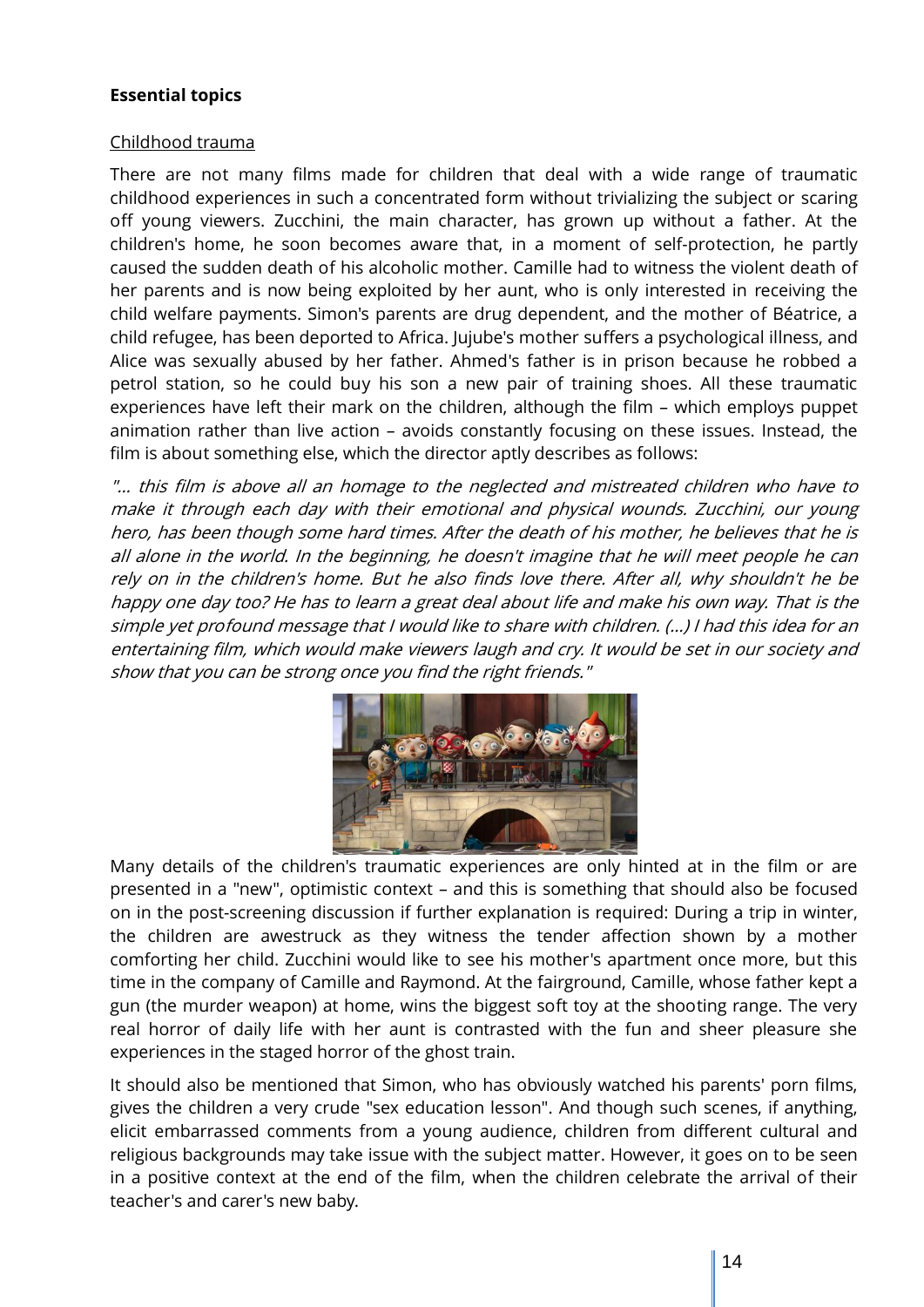**Essential topics**

Childhood trauma

There are not many films made for children that deal with a wide range of traumatic childhood experiences in such a concentrated form without trivializing the subject or scaring off young viewers. Zucchini, the main character, has grown up without a father. At the children's home, he soon becomes aware that, in a moment of self-protection, he partly caused the sudden death of his alcoholic mother. Camille had to witness the violent death of her parents and is now being exploited by her aunt, who is only interested in receiving the child welfare payments. Simon's parents are drug dependent, and the mother of Béatrice, a child refugee, has been deported to Africa. Jujube's mother suffers a psychological illness, and Alice was sexually abused by her father. Ahmed's father is in prison because he robbed a petrol station, so he could buy his son a new pair of training shoes. All these traumatic experiences have left their mark on the children, although the film – which employs puppet animation rather than live action – avoids constantly focusing on these issues. Instead, the film is about something else, which the director aptly describes as follows:

*"... this film is above all an homage to the neglected and mistreated children who have to make it through each day with their emotional and physical wounds. Zucchini, our young hero, has been though some hard times. After the death of his mother, he believes that he is all alone in the world. In the beginning, he doesn't imagine that he will meet people he can rely on in the children's home. But he also finds love there. After all, why shouldn't he be happy one day too? He has to learn a great deal about life and make his own way. That is the simple yet profound message that I would like to share with children. (...) I had this idea for an entertaining film, which would make viewers laugh and cry. It would be set in our society and show that you can be strong once you find the right friends."*

Many details of the children's traumatic experiences are only hinted at in the film or are presented in a "new", optimistic context – and this is something that should also be focused on in the post-screening discussion if further explanation is required: During a trip in winter, the children are awestruck as they witness the tender affection shown by a mother comforting her child. Zucchini would like to see his mother's apartment once more, but this time in the company of Camille and Raymond. At the fairground, Camille, whose father kept a gun (the murder weapon) at home, wins the biggest soft toy at the shooting range. The very real horror of daily life with her aunt is contrasted with the fun and sheer pleasure she experiences in the staged horror of the ghost train.

It should also be mentioned that Simon, who has obviously watched his parents' porn films, gives the children a very crude "sex education lesson". And though such scenes, if anything, elicit embarrassed comments from a young audience, children from different cultural and religious backgrounds may take issue with the subject matter. However, it goes on to be seen in a positive context at the end of the film, when the children celebrate the arrival of their teacher's and carer's new baby.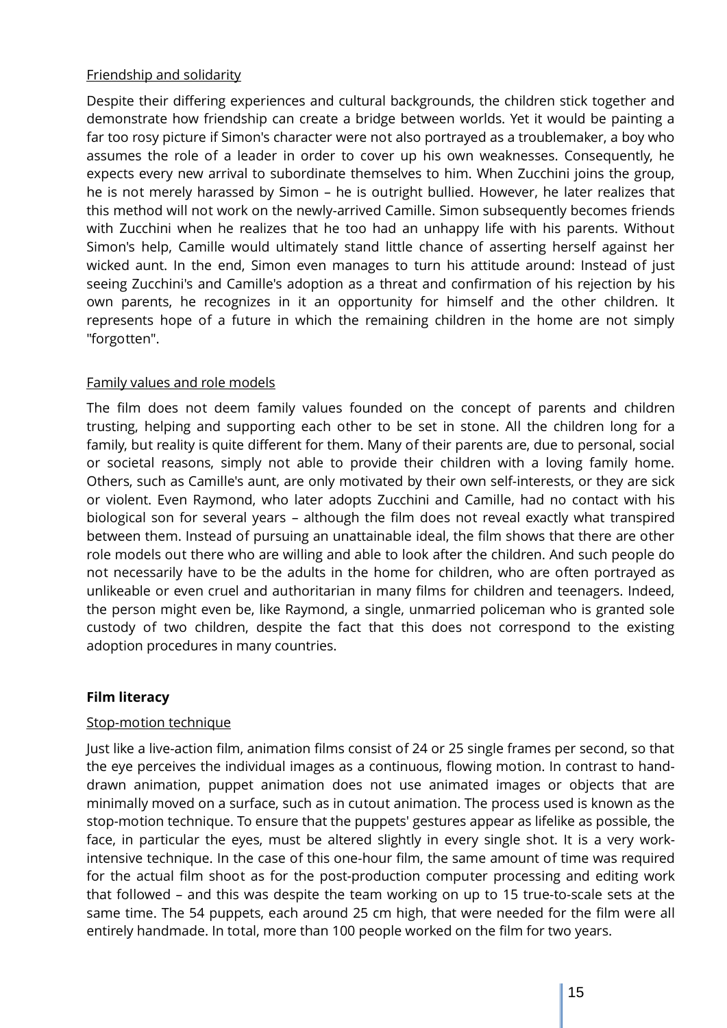Friendship and solidarity

Despite their differing experiences and cultural backgrounds, the children stick together and demonstrate how friendship can create a bridge between worlds. Yet it would be painting a far too rosy picture if Simon's character were not also portrayed as a troublemaker, a boy who assumes the role of a leader in order to cover up his own weaknesses. Consequently, he expects every new arrival to subordinate themselves to him. When Zucchini joins the group, he is not merely harassed by Simon – he is outright bullied. However, he later realizes that this method will not work on the newly-arrived Camille. Simon subsequently becomes friends with Zucchini when he realizes that he too had an unhappy life with his parents. Without Simon's help, Camille would ultimately stand little chance of asserting herself against her wicked aunt. In the end, Simon even manages to turn his attitude around: Instead of just seeing Zucchini's and Camille's adoption as a threat and confirmation of his rejection by his own parents, he recognizes in it an opportunity for himself and the other children. It represents hope of a future in which the remaining children in the home are not simply "forgotten".

Family values and role models

The film does not deem family values founded on the concept of parents and children trusting, helping and supporting each other to be set in stone. All the children long for a family, but reality is quite different for them. Many of their parents are, due to personal, social or societal reasons, simply not able to provide their children with a loving family home. Others, such as Camille's aunt, are only motivated by their own self-interests, or they are sick or violent. Even Raymond, who later adopts Zucchini and Camille, had no contact with his biological son for several years – although the film does not reveal exactly what transpired between them. Instead of pursuing an unattainable ideal, the film shows that there are other role models out there who are willing and able to look after the children. And such people do not necessarily have to be the adults in the home for children, who are often portrayed as unlikeable or even cruel and authoritarian in many films for children and teenagers. Indeed, the person might even be, like Raymond, a single, unmarried policeman who is granted sole custody of two children, despite the fact that this does not correspond to the existing adoption procedures in many countries.

**Film literacy**

Stop-motion technique

Just like a live-action film, animation films consist of 24 or 25 single frames per second, so that the eye perceives the individual images as a continuous, flowing motion. In contrast to hand-drawn animation, puppet animation does not use animated images or objects that are minimally moved on a surface, such as in cutout animation. The process used is known as the stop-motion technique. To ensure that the puppets' gestures appear as lifelike as possible, the face, in particular the eyes, must be altered slightly in every single shot. It is a very work-intensive technique. In the case of this one-hour film, the same amount of time was required for the actual film shoot as for the post-production computer processing and editing work that followed – and this was despite the team working on up to 15 true-to-scale sets at the same time. The 54 puppets, each around 25 cm high, that were needed for the film were all entirely handmade. In total, more than 100 people worked on the film for two years.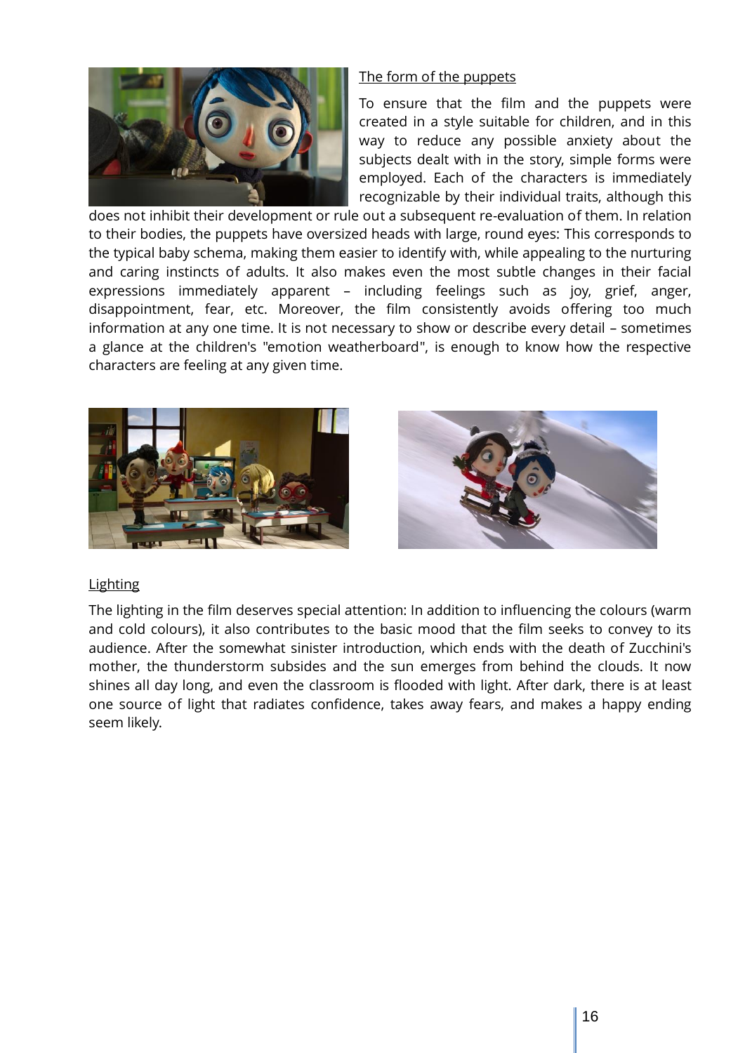## The form of the puppets

To ensure that the film and the puppets were created in a style suitable for children, and in this way to reduce any possible anxiety about the subjects dealt with in the story, simple forms were employed. Each of the characters is immediately recognizable by their individual traits, although this does not inhibit their development or rule out a subsequent re-evaluation of them. In relation to their bodies, the puppets have oversized heads with large, round eyes: This corresponds to the typical baby schema, making them easier to identify with, while appealing to the nurturing and caring instincts of adults. It also makes even the most subtle changes in their facial expressions immediately apparent – including feelings such as joy, grief, anger, disappointment, fear, etc. Moreover, the film consistently avoids offering too much information at any one time. It is not necessary to show or describe every detail – sometimes a glance at the children's "emotion weatherboard", is enough to know how the respective characters are feeling at any given time.

## Lighting

The lighting in the film deserves special attention: In addition to influencing the colours (warm and cold colours), it also contributes to the basic mood that the film seeks to convey to its audience. After the somewhat sinister introduction, which ends with the death of Zucchini's mother, the thunderstorm subsides and the sun emerges from behind the clouds. It now shines all day long, and even the classroom is flooded with light. After dark, there is at least one source of light that radiates confidence, takes away fears, and makes a happy ending seem likely.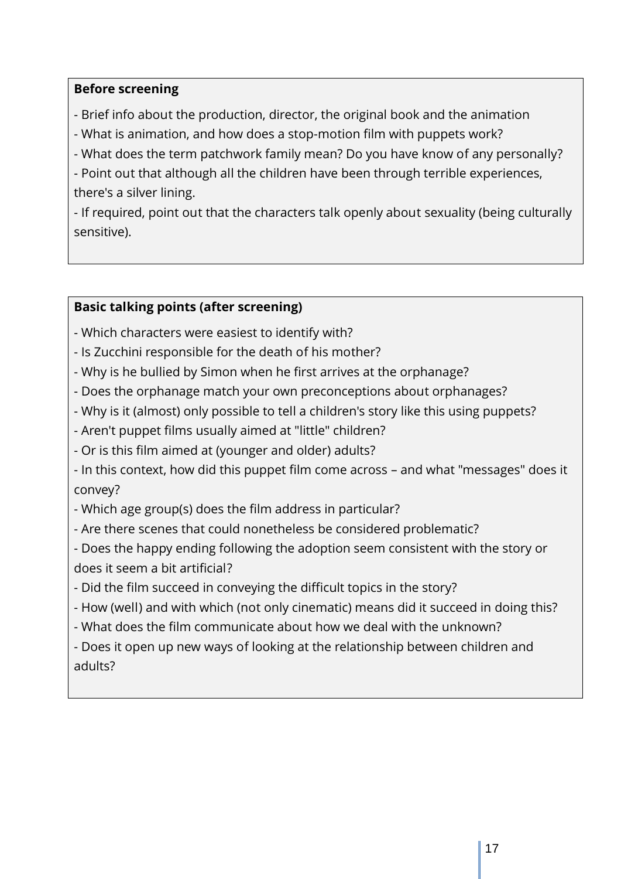**Before screening**

- Brief info about the production, director, the original book and the animation
- What is animation, and how does a stop-motion film with puppets work?
- What does the term patchwork family mean? Do you have know of any personally?
- Point out that although all the children have been through terrible experiences, there's a silver lining.
- If required, point out that the characters talk openly about sexuality (being culturally sensitive).

**Basic talking points (after screening)**

- Which characters were easiest to identify with?
- Is Zucchini responsible for the death of his mother?
- Why is he bullied by Simon when he first arrives at the orphanage?
- Does the orphanage match your own preconceptions about orphanages?
- Why is it (almost) only possible to tell a children's story like this using puppets?
- Aren't puppet films usually aimed at "little" children?
- Or is this film aimed at (younger and older) adults?
- In this context, how did this puppet film come across – and what "messages" does it convey?
- Which age group(s) does the film address in particular?
- Are there scenes that could nonetheless be considered problematic?
- Does the happy ending following the adoption seem consistent with the story or does it seem a bit artificial?
- Did the film succeed in conveying the difficult topics in the story?
- How (well) and with which (not only cinematic) means did it succeed in doing this?
- What does the film communicate about how we deal with the unknown?
- Does it open up new ways of looking at the relationship between children and adults?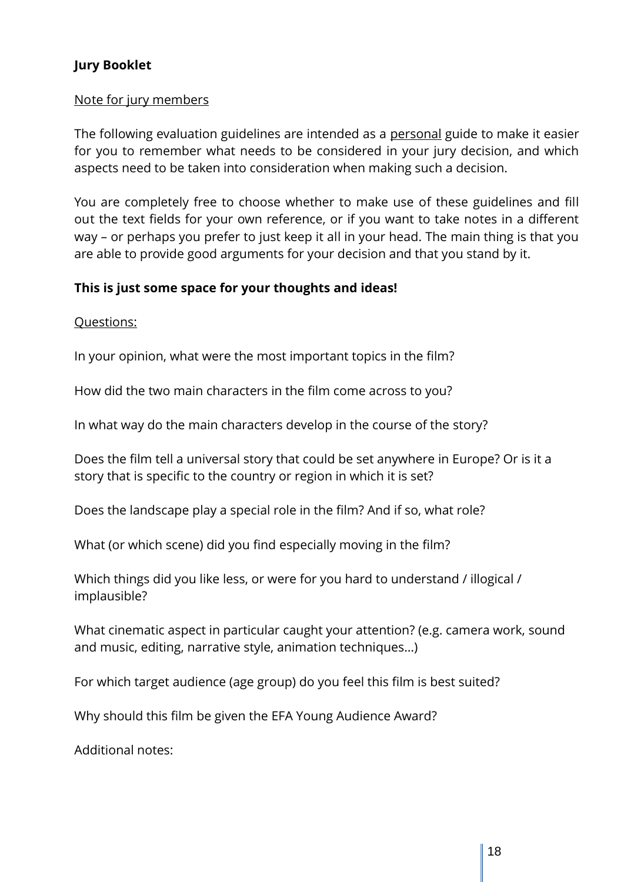**Jury Booklet**

<u>Note for jury members</u>

The following evaluation guidelines are intended as a <u>personal</u> guide to make it easier for you to remember what needs to be considered in your jury decision, and which aspects need to be taken into consideration when making such a decision.

You are completely free to choose whether to make use of these guidelines and fill out the text fields for your own reference, or if you want to take notes in a different way – or perhaps you prefer to just keep it all in your head. The main thing is that you are able to provide good arguments for your decision and that you stand by it.

**This is just some space for your thoughts and ideas!**

<u>Questions:</u>

In your opinion, what were the most important topics in the film?

How did the two main characters in the film come across to you?

In what way do the main characters develop in the course of the story?

Does the film tell a universal story that could be set anywhere in Europe? Or is it a story that is specific to the country or region in which it is set?

Does the landscape play a special role in the film? And if so, what role?

What (or which scene) did you find especially moving in the film?

Which things did you like less, or were for you hard to understand / illogical / implausible?

What cinematic aspect in particular caught your attention? (e.g. camera work, sound and music, editing, narrative style, animation techniques…)

For which target audience (age group) do you feel this film is best suited?

Why should this film be given the EFA Young Audience Award?

Additional notes: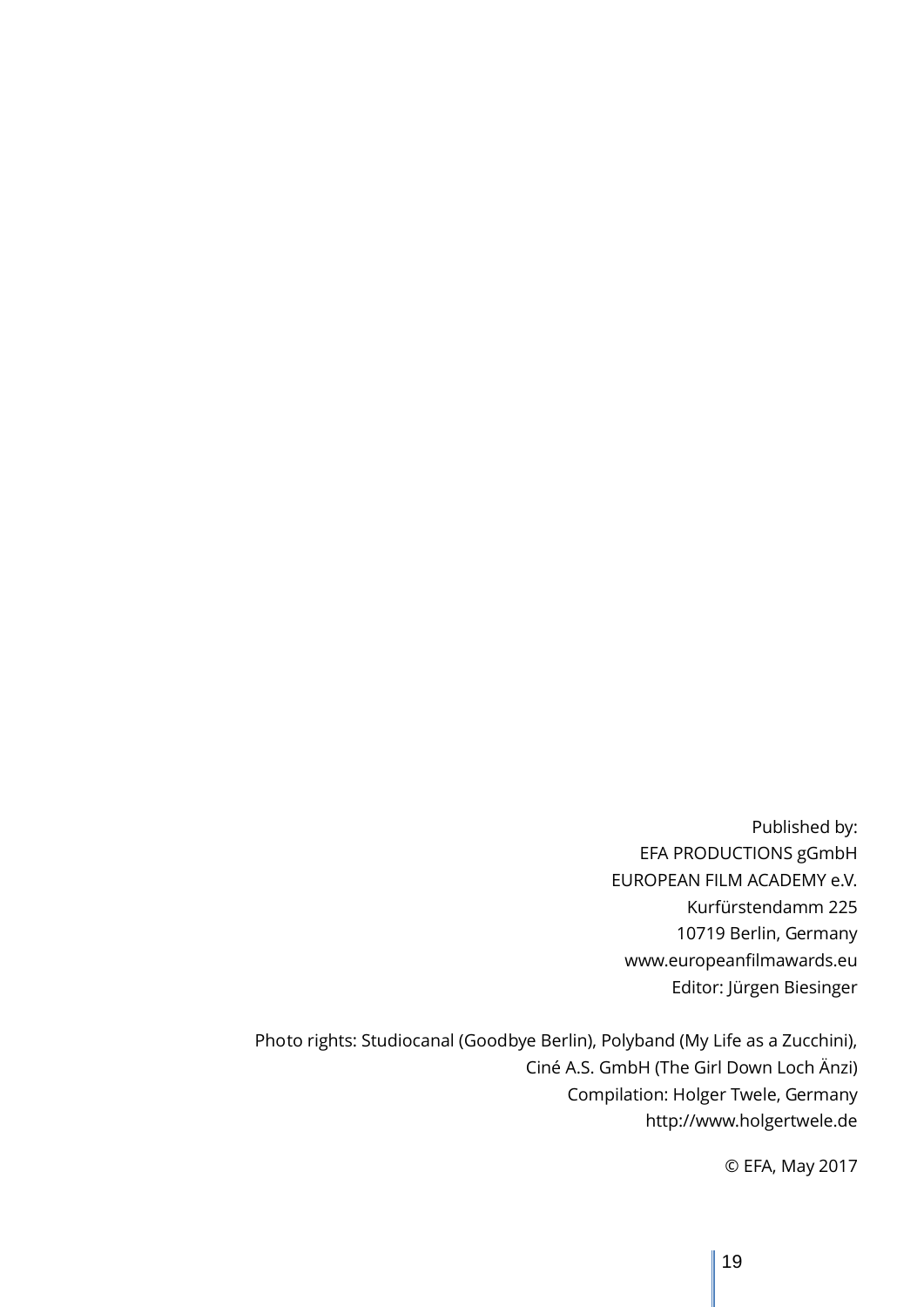Published by:
EFA PRODUCTIONS gGmbH
EUROPEAN FILM ACADEMY e.V.
Kurfürstendamm 225
10719 Berlin, Germany
www.europeanfilmawards.eu
Editor: Jürgen Biesinger

Photo rights: Studiocanal (Goodbye Berlin), Polyband (My Life as a Zucchini),
Ciné A.S. GmbH (The Girl Down Loch Änzi)
Compilation: Holger Twele, Germany
http://www.holgertwele.de

© EFA, May 2017